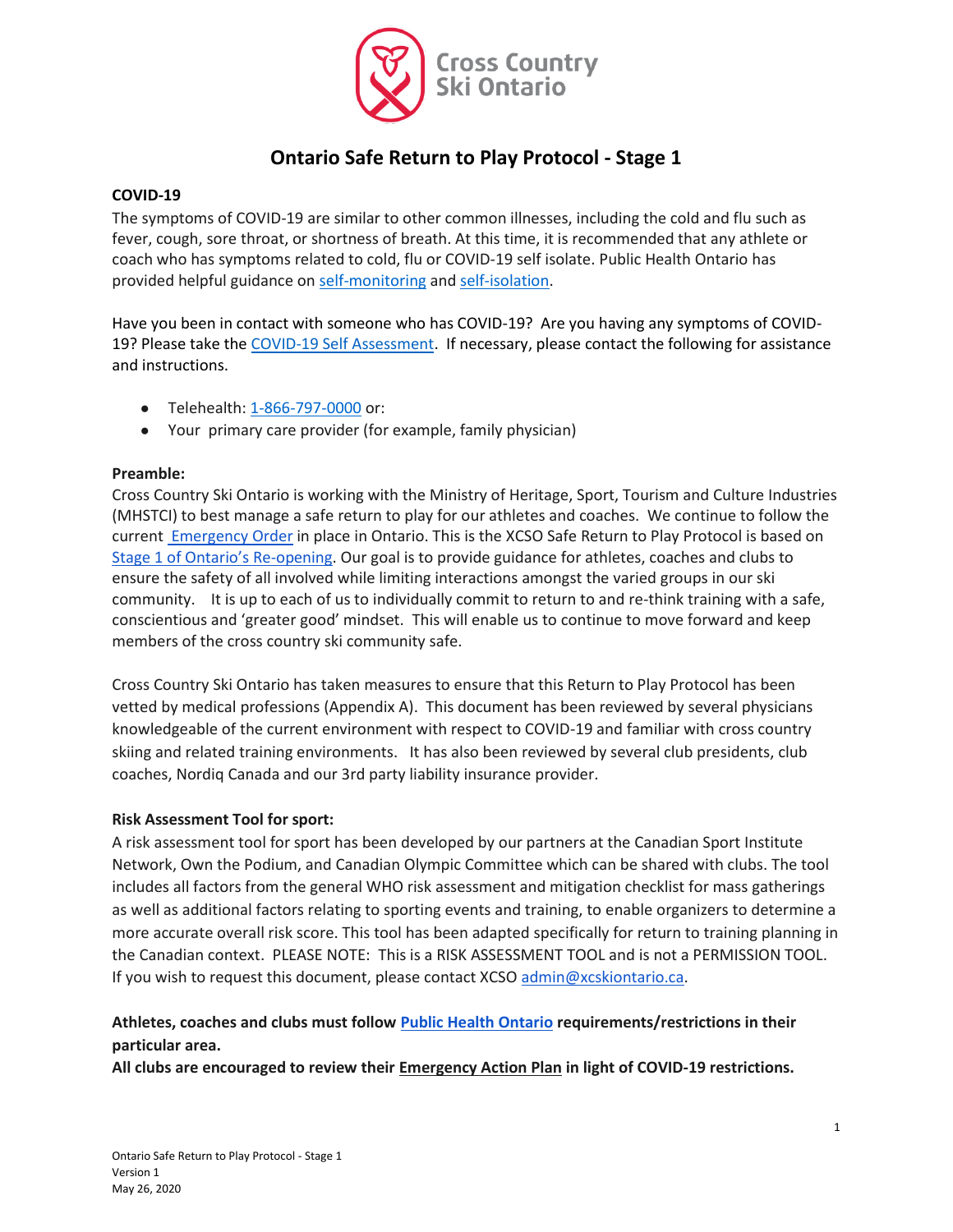Cross Country Ski Ontario

# Ontario Safe Return to Play Protocol - Stage 1

**COVID-19**

The symptoms of COVID-19 are similar to other common illnesses, including the cold and flu such as fever, cough, sore throat, or shortness of breath. At this time, it is recommended that any athlete or coach who has symptoms related to cold, flu or COVID-19 self isolate. Public Health Ontario has provided helpful guidance on self-monitoring and self-isolation.

Have you been in contact with someone who has COVID-19? Are you having any symptoms of COVID-19? Please take the COVID-19 Self Assessment. If necessary, please contact the following for assistance and instructions.

- Telehealth: 1-866-797-0000 or:
- Your primary care provider (for example, family physician)

**Preamble:**

Cross Country Ski Ontario is working with the Ministry of Heritage, Sport, Tourism and Culture Industries (MHSTCI) to best manage a safe return to play for our athletes and coaches. We continue to follow the current Emergency Order in place in Ontario. This is the XCSO Safe Return to Play Protocol is based on Stage 1 of Ontario's Re-opening. Our goal is to provide guidance for athletes, coaches and clubs to ensure the safety of all involved while limiting interactions amongst the varied groups in our ski community. It is up to each of us to individually commit to return to and re-think training with a safe, conscientious and 'greater good' mindset. This will enable us to continue to move forward and keep members of the cross country ski community safe.

Cross Country Ski Ontario has taken measures to ensure that this Return to Play Protocol has been vetted by medical professions (Appendix A). This document has been reviewed by several physicians knowledgeable of the current environment with respect to COVID-19 and familiar with cross country skiing and related training environments. It has also been reviewed by several club presidents, club coaches, Nordiq Canada and our 3rd party liability insurance provider.

**Risk Assessment Tool for sport:**

A risk assessment tool for sport has been developed by our partners at the Canadian Sport Institute Network, Own the Podium, and Canadian Olympic Committee which can be shared with clubs. The tool includes all factors from the general WHO risk assessment and mitigation checklist for mass gatherings as well as additional factors relating to sporting events and training, to enable organizers to determine a more accurate overall risk score. This tool has been adapted specifically for return to training planning in the Canadian context. PLEASE NOTE: This is a RISK ASSESSMENT TOOL and is not a PERMISSION TOOL. If you wish to request this document, please contact XCSO admin@xcskiontario.ca.

**Athletes, coaches and clubs must follow Public Health Ontario requirements/restrictions in their particular area.**
**All clubs are encouraged to review their Emergency Action Plan in light of COVID-19 restrictions.**

Ontario Safe Return to Play Protocol - Stage 1
Version 1
May 26, 2020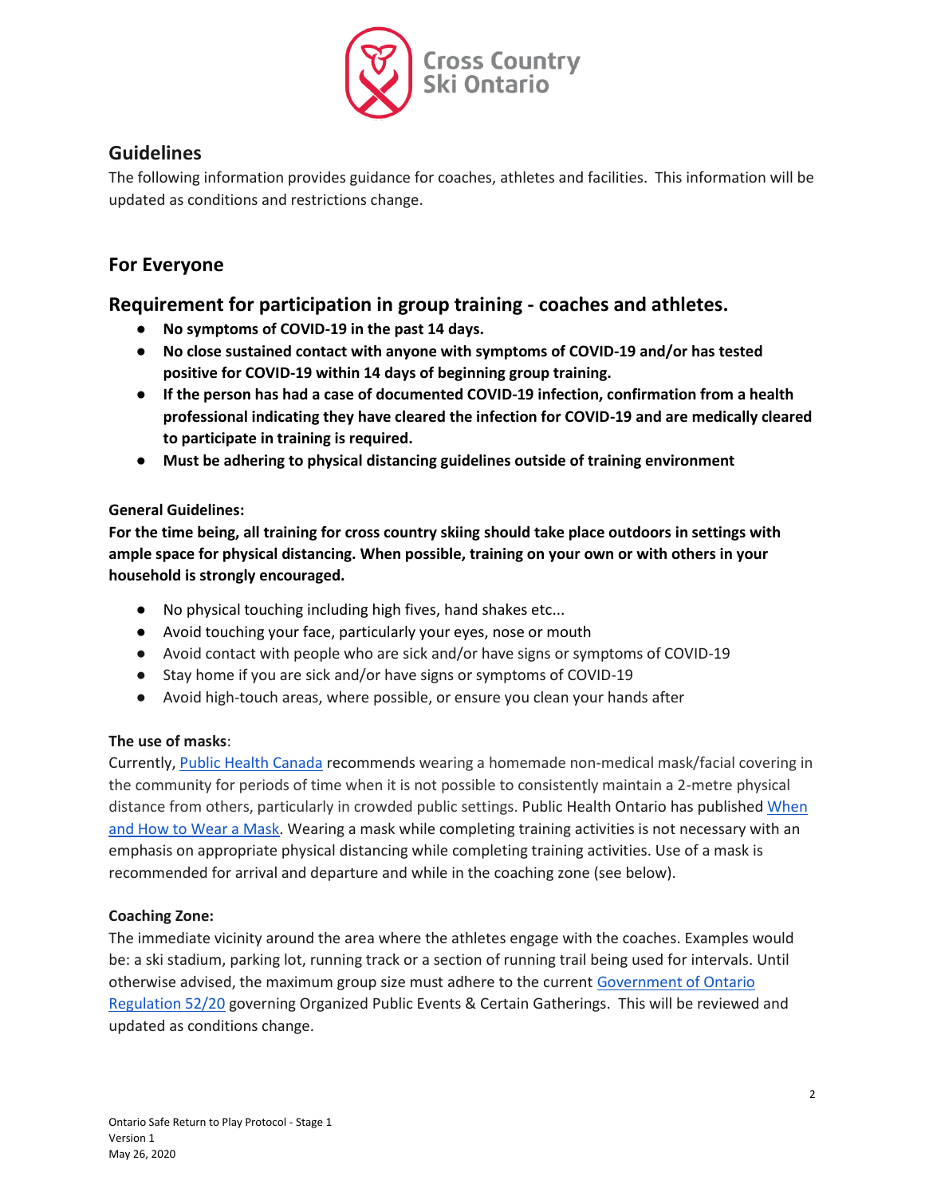## Guidelines

The following information provides guidance for coaches, athletes and facilities. This information will be updated as conditions and restrictions change.

## For Everyone

## Requirement for participation in group training - coaches and athletes.

- **No symptoms of COVID-19 in the past 14 days.**
- **No close sustained contact with anyone with symptoms of COVID-19 and/or has tested positive for COVID-19 within 14 days of beginning group training.**
- **If the person has had a case of documented COVID-19 infection, confirmation from a health professional indicating they have cleared the infection for COVID-19 and are medically cleared to participate in training is required.**
- **Must be adhering to physical distancing guidelines outside of training environment**

**General Guidelines:**

**For the time being, all training for cross country skiing should take place outdoors in settings with ample space for physical distancing. When possible, training on your own or with others in your household is strongly encouraged.**

- No physical touching including high fives, hand shakes etc...
- Avoid touching your face, particularly your eyes, nose or mouth
- Avoid contact with people who are sick and/or have signs or symptoms of COVID-19
- Stay home if you are sick and/or have signs or symptoms of COVID-19
- Avoid high-touch areas, where possible, or ensure you clean your hands after

**The use of masks**:

Currently, Public Health Canada recommends wearing a homemade non-medical mask/facial covering in the community for periods of time when it is not possible to consistently maintain a 2-metre physical distance from others, particularly in crowded public settings. Public Health Ontario has published When and How to Wear a Mask. Wearing a mask while completing training activities is not necessary with an emphasis on appropriate physical distancing while completing training activities. Use of a mask is recommended for arrival and departure and while in the coaching zone (see below).

**Coaching Zone:**

The immediate vicinity around the area where the athletes engage with the coaches. Examples would be: a ski stadium, parking lot, running track or a section of running trail being used for intervals. Until otherwise advised, the maximum group size must adhere to the current Government of Ontario Regulation 52/20 governing Organized Public Events & Certain Gatherings. This will be reviewed and updated as conditions change.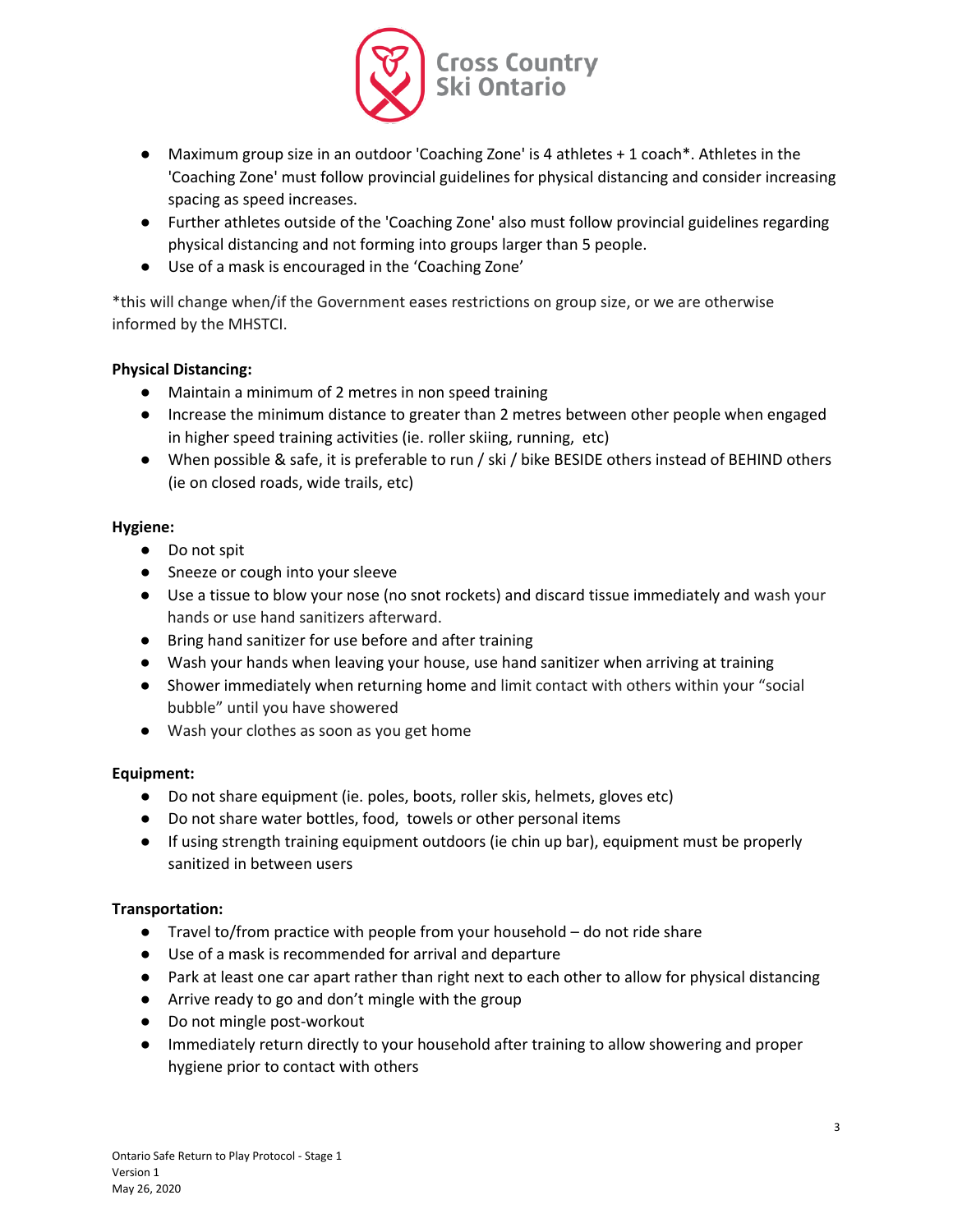- Maximum group size in an outdoor 'Coaching Zone' is 4 athletes + 1 coach*. Athletes in the 'Coaching Zone' must follow provincial guidelines for physical distancing and consider increasing spacing as speed increases.
- Further athletes outside of the 'Coaching Zone' also must follow provincial guidelines regarding physical distancing and not forming into groups larger than 5 people.
- Use of a mask is encouraged in the 'Coaching Zone'

*this will change when/if the Government eases restrictions on group size, or we are otherwise informed by the MHSTCI.

**Physical Distancing:**

- Maintain a minimum of 2 metres in non speed training
- Increase the minimum distance to greater than 2 metres between other people when engaged in higher speed training activities (ie. roller skiing, running, etc)
- When possible & safe, it is preferable to run / ski / bike BESIDE others instead of BEHIND others (ie on closed roads, wide trails, etc)

**Hygiene:**

- Do not spit
- Sneeze or cough into your sleeve
- Use a tissue to blow your nose (no snot rockets) and discard tissue immediately and wash your hands or use hand sanitizers afterward.
- Bring hand sanitizer for use before and after training
- Wash your hands when leaving your house, use hand sanitizer when arriving at training
- Shower immediately when returning home and limit contact with others within your "social bubble" until you have showered
- Wash your clothes as soon as you get home

**Equipment:**

- Do not share equipment (ie. poles, boots, roller skis, helmets, gloves etc)
- Do not share water bottles, food, towels or other personal items
- If using strength training equipment outdoors (ie chin up bar), equipment must be properly sanitized in between users

**Transportation:**

- Travel to/from practice with people from your household – do not ride share
- Use of a mask is recommended for arrival and departure
- Park at least one car apart rather than right next to each other to allow for physical distancing
- Arrive ready to go and don't mingle with the group
- Do not mingle post-workout
- Immediately return directly to your household after training to allow showering and proper hygiene prior to contact with others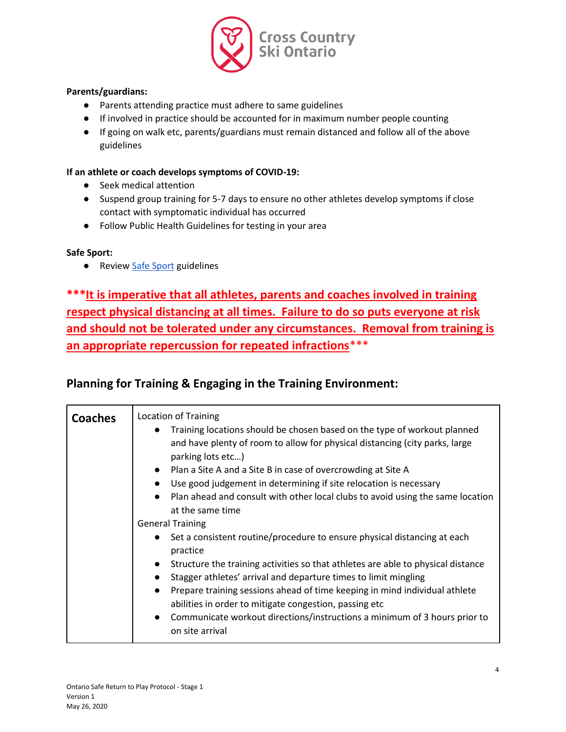**Parents/guardians:**

- Parents attending practice must adhere to same guidelines
- If involved in practice should be accounted for in maximum number people counting
- If going on walk etc, parents/guardians must remain distanced and follow all of the above guidelines

**If an athlete or coach develops symptoms of COVID-19:**

- Seek medical attention
- Suspend group training for 5-7 days to ensure no other athletes develop symptoms if close contact with symptomatic individual has occurred
- Follow Public Health Guidelines for testing in your area

**Safe Sport:**

- Review [Safe Sport](#) guidelines

**\*\*\*It is imperative that all athletes, parents and coaches involved in training respect physical distancing at all times. Failure to do so puts everyone at risk and should not be tolerated under any circumstances. Removal from training is an appropriate repercussion for repeated infractions\*\*\***

## Planning for Training & Engaging in the Training Environment:

| | |
|---|---|
| **Coaches** | Location of Training<br>• Training locations should be chosen based on the type of workout planned and have plenty of room to allow for physical distancing (city parks, large parking lots etc…)<br>• Plan a Site A and a Site B in case of overcrowding at Site A<br>• Use good judgement in determining if site relocation is necessary<br>• Plan ahead and consult with other local clubs to avoid using the same location at the same time<br>General Training<br>• Set a consistent routine/procedure to ensure physical distancing at each practice<br>• Structure the training activities so that athletes are able to physical distance<br>• Stagger athletes' arrival and departure times to limit mingling<br>• Prepare training sessions ahead of time keeping in mind individual athlete abilities in order to mitigate congestion, passing etc<br>• Communicate workout directions/instructions a minimum of 3 hours prior to on site arrival |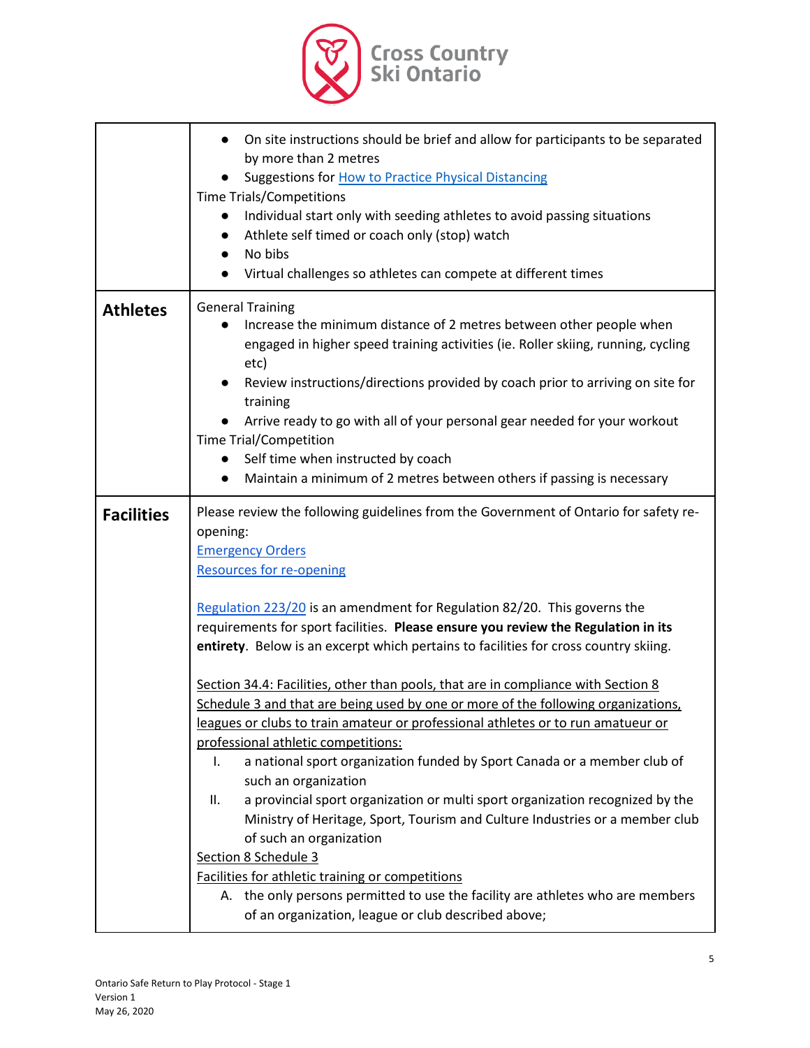| | |
|---|---|
| | ● On site instructions should be brief and allow for participants to be separated by more than 2 metres<br>● Suggestions for [How to Practice Physical Distancing](#)<br>Time Trials/Competitions<br>● Individual start only with seeding athletes to avoid passing situations<br>● Athlete self timed or coach only (stop) watch<br>● No bibs<br>● Virtual challenges so athletes can compete at different times |
| **Athletes** | General Training<br>● Increase the minimum distance of 2 metres between other people when engaged in higher speed training activities (ie. Roller skiing, running, cycling etc)<br>● Review instructions/directions provided by coach prior to arriving on site for training<br>● Arrive ready to go with all of your personal gear needed for your workout<br>Time Trial/Competition<br>● Self time when instructed by coach<br>● Maintain a minimum of 2 metres between others if passing is necessary |
| **Facilities** | Please review the following guidelines from the Government of Ontario for safety re-opening:<br>[Emergency Orders](#)<br>[Resources for re-opening](#)<br><br>[Regulation 223/20](#) is an amendment for Regulation 82/20. This governs the requirements for sport facilities. **Please ensure you review the Regulation in its entirety**. Below is an excerpt which pertains to facilities for cross country skiing.<br><br>Section 34.4: Facilities, other than pools, that are in compliance with Section 8 Schedule 3 and that are being used by one or more of the following organizations, leagues or clubs to train amateur or professional athletes or to run amatueur or professional athletic competitions:<br>I. a national sport organization funded by Sport Canada or a member club of such an organization<br>II. a provincial sport organization or multi sport organization recognized by the Ministry of Heritage, Sport, Tourism and Culture Industries or a member club of such an organization<br>Section 8 Schedule 3<br>Facilities for athletic training or competitions<br>A. the only persons permitted to use the facility are athletes who are members of an organization, league or club described above; |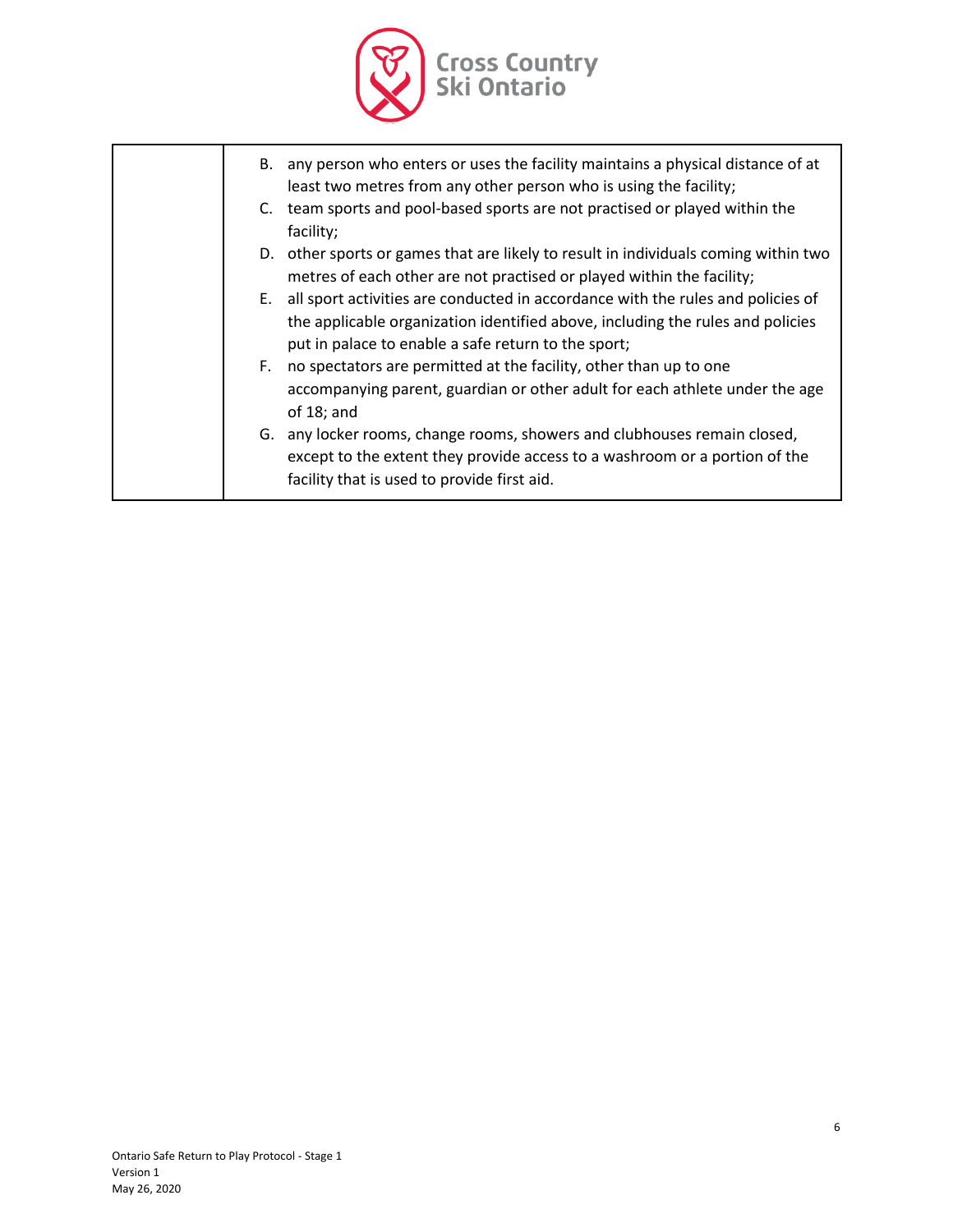| | |
|---|---|
| | B. any person who enters or uses the facility maintains a physical distance of at least two metres from any other person who is using the facility;<br>C. team sports and pool-based sports are not practised or played within the facility;<br>D. other sports or games that are likely to result in individuals coming within two metres of each other are not practised or played within the facility;<br>E. all sport activities are conducted in accordance with the rules and policies of the applicable organization identified above, including the rules and policies put in palace to enable a safe return to the sport;<br>F. no spectators are permitted at the facility, other than up to one accompanying parent, guardian or other adult for each athlete under the age of 18; and<br>G. any locker rooms, change rooms, showers and clubhouses remain closed, except to the extent they provide access to a washroom or a portion of the facility that is used to provide first aid. |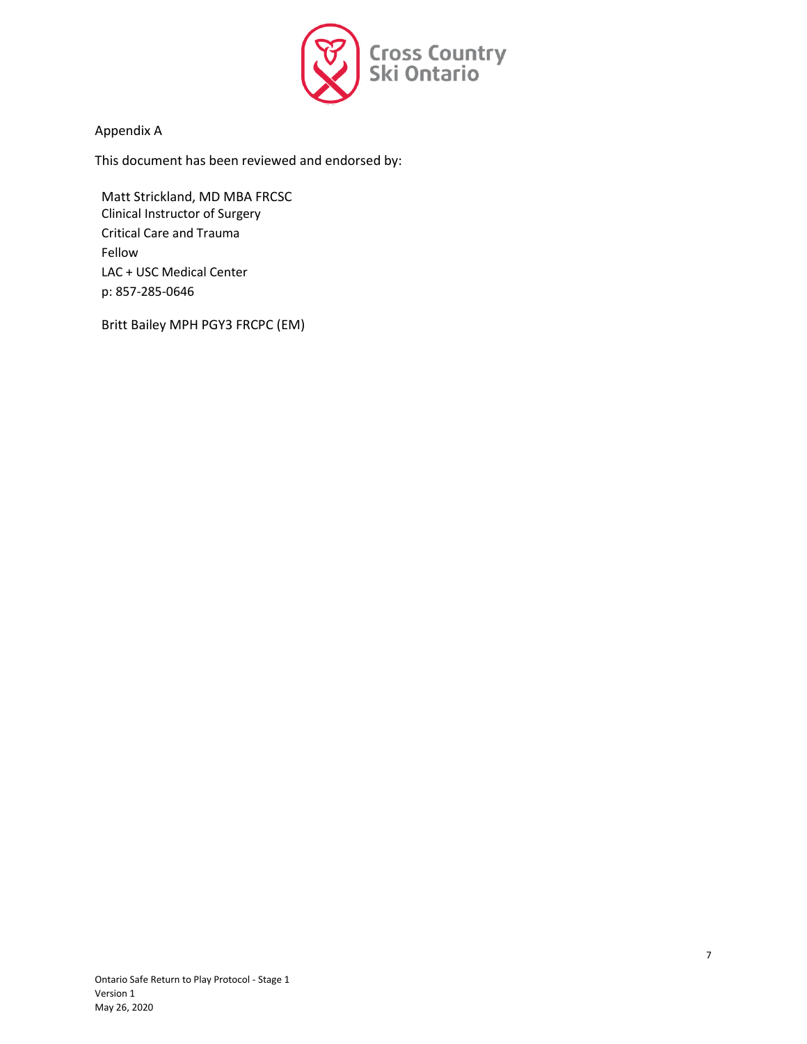Appendix A

This document has been reviewed and endorsed by:

Matt Strickland, MD MBA FRCSC
Clinical Instructor of Surgery
Critical Care and Trauma
Fellow
LAC + USC Medical Center
p: 857-285-0646

Britt Bailey MPH PGY3 FRCPC (EM)